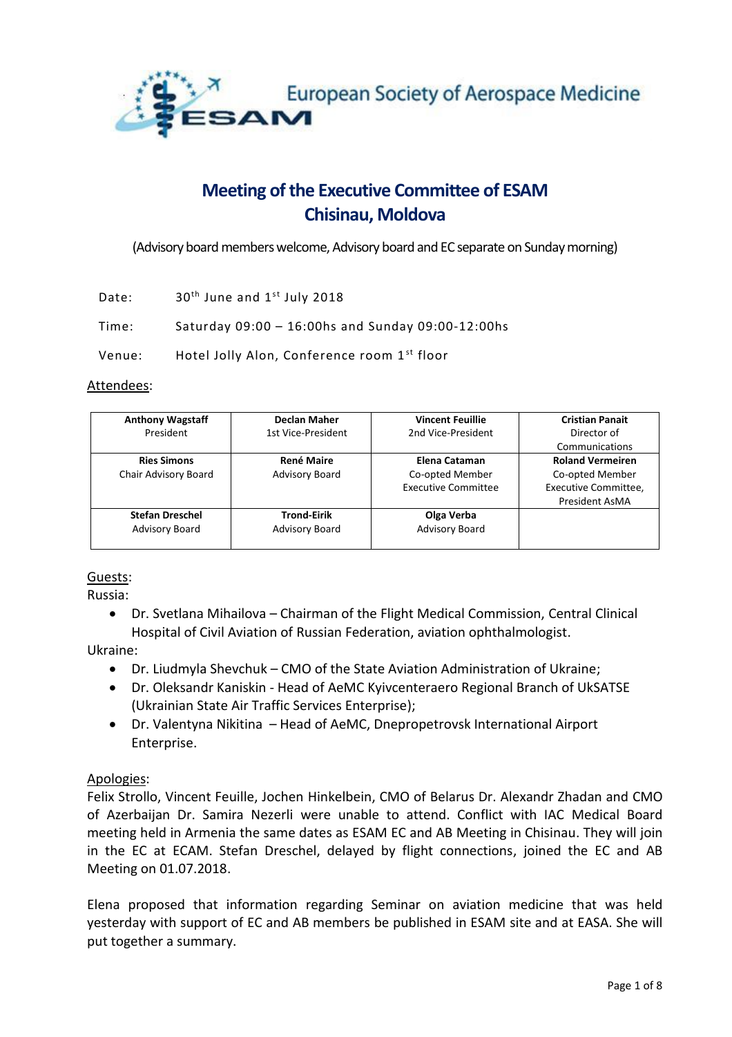European Society of Aerospace Medicine

ESAM

# Meeting of the Executive Committee of ESAM
# Chisinau, Moldova

(Advisory board members welcome, Advisory board and EC separate on Sunday morning)

Date: 30th June and 1st July 2018

Time: Saturday 09:00 – 16:00hs and Sunday 09:00-12:00hs

Venue: Hotel Jolly Alon, Conference room 1st floor

Attendees:

| **Anthony Wagstaff**<br>President | **Declan Maher**<br>1st Vice-President | **Vincent Feuillie**<br>2nd Vice-President | **Cristian Panait**<br>Director of Communications |
|---|---|---|---|
| **Ries Simons**<br>Chair Advisory Board | **René Maire**<br>Advisory Board | **Elena Cataman**<br>Co-opted Member Executive Committee | **Roland Vermeiren**<br>Co-opted Member Executive Committee, President AsMA |
| **Stefan Dreschel**<br>Advisory Board | **Trond-Eirik**<br>Advisory Board | **Olga Verba**<br>Advisory Board | |

Guests:

Russia:

- Dr. Svetlana Mihailova – Chairman of the Flight Medical Commission, Central Clinical Hospital of Civil Aviation of Russian Federation, aviation ophthalmologist.

Ukraine:

- Dr. Liudmyla Shevchuk – CMO of the State Aviation Administration of Ukraine;
- Dr. Oleksandr Kaniskin - Head of AeMC Kyivcenteraero Regional Branch of UkSATSE (Ukrainian State Air Traffic Services Enterprise);
- Dr. Valentyna Nikitina – Head of AeMC, Dnepropetrovsk International Airport Enterprise.

Apologies:

Felix Strollo, Vincent Feuille, Jochen Hinkelbein, CMO of Belarus Dr. Alexandr Zhadan and CMO of Azerbaijan Dr. Samira Nezerli were unable to attend. Conflict with IAC Medical Board meeting held in Armenia the same dates as ESAM EC and AB Meeting in Chisinau. They will join in the EC at ECAM. Stefan Dreschel, delayed by flight connections, joined the EC and AB Meeting on 01.07.2018.

Elena proposed that information regarding Seminar on aviation medicine that was held yesterday with support of EC and AB members be published in ESAM site and at EASA. She will put together a summary.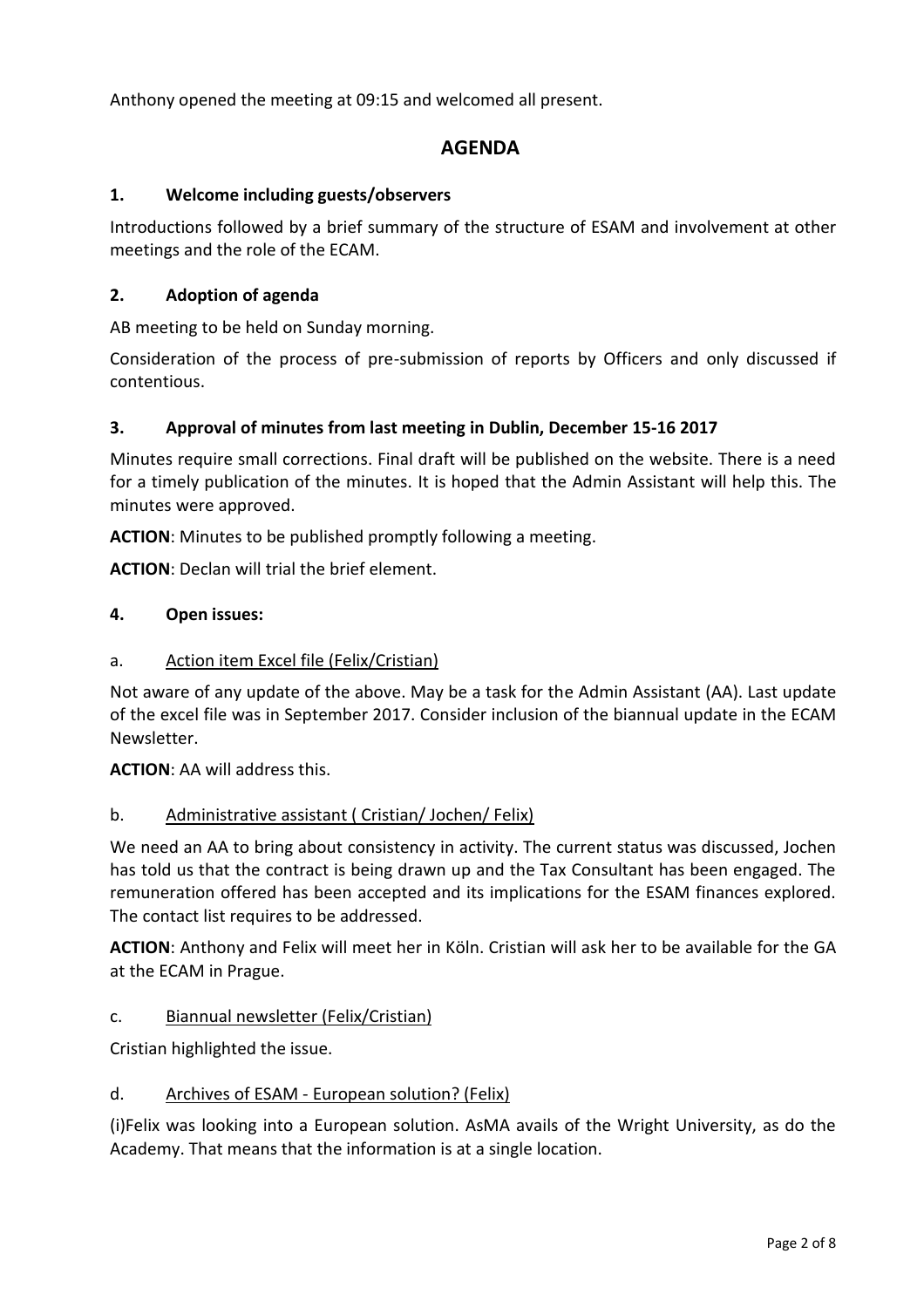Anthony opened the meeting at 09:15 and welcomed all present.

# AGENDA

## 1. Welcome including guests/observers

Introductions followed by a brief summary of the structure of ESAM and involvement at other meetings and the role of the ECAM.

## 2. Adoption of agenda

AB meeting to be held on Sunday morning.

Consideration of the process of pre-submission of reports by Officers and only discussed if contentious.

## 3. Approval of minutes from last meeting in Dublin, December 15-16 2017

Minutes require small corrections. Final draft will be published on the website. There is a need for a timely publication of the minutes. It is hoped that the Admin Assistant will help this. The minutes were approved.

**ACTION**: Minutes to be published promptly following a meeting.

**ACTION**: Declan will trial the brief element.

## 4. Open issues:

### a. Action item Excel file (Felix/Cristian)

Not aware of any update of the above. May be a task for the Admin Assistant (AA). Last update of the excel file was in September 2017. Consider inclusion of the biannual update in the ECAM Newsletter.

**ACTION**: AA will address this.

### b. Administrative assistant ( Cristian/ Jochen/ Felix)

We need an AA to bring about consistency in activity. The current status was discussed, Jochen has told us that the contract is being drawn up and the Tax Consultant has been engaged. The remuneration offered has been accepted and its implications for the ESAM finances explored. The contact list requires to be addressed.

**ACTION**: Anthony and Felix will meet her in Köln. Cristian will ask her to be available for the GA at the ECAM in Prague.

### c. Biannual newsletter (Felix/Cristian)

Cristian highlighted the issue.

### d. Archives of ESAM - European solution? (Felix)

(i)Felix was looking into a European solution. AsMA avails of the Wright University, as do the Academy. That means that the information is at a single location.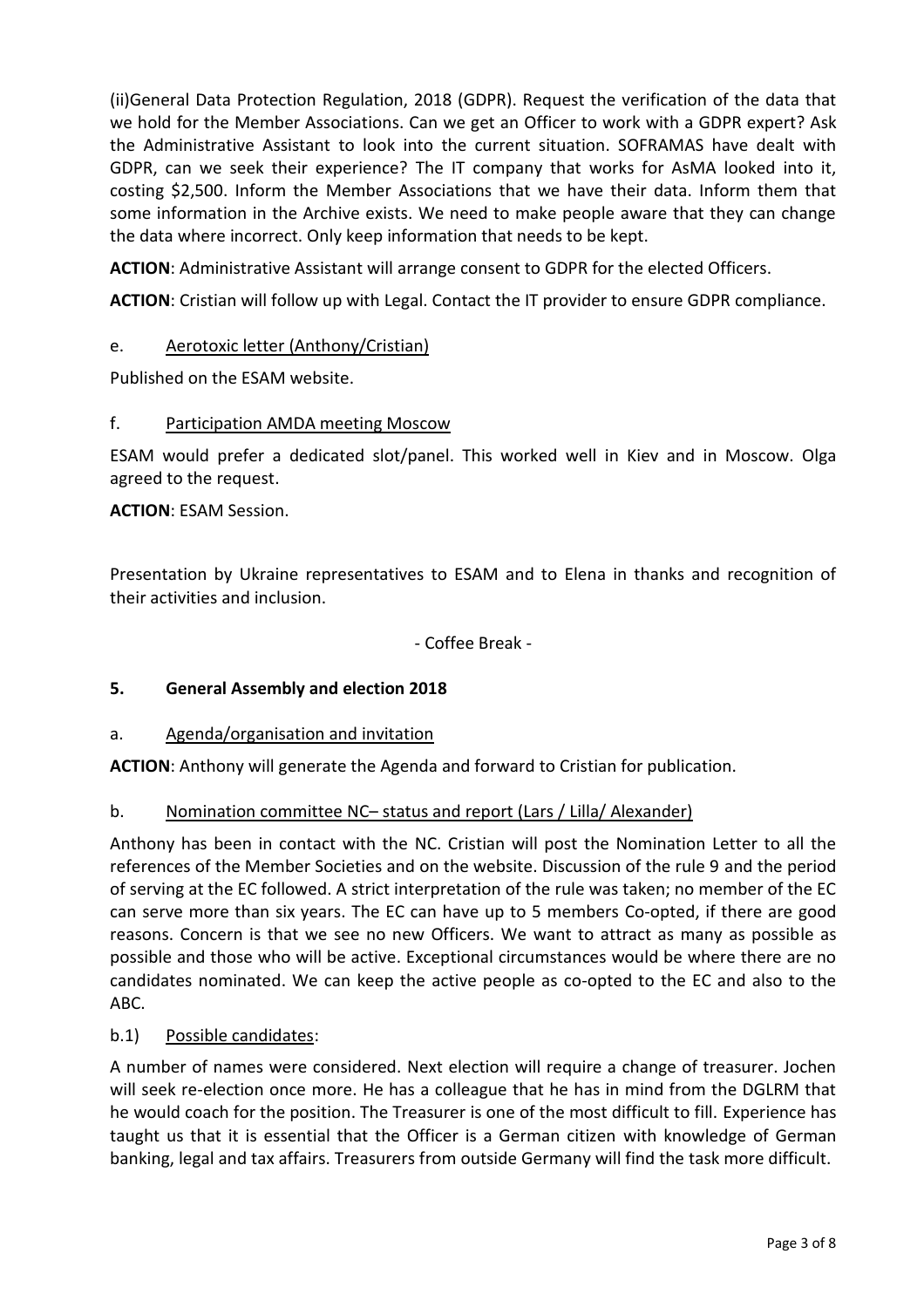(ii)General Data Protection Regulation, 2018 (GDPR). Request the verification of the data that we hold for the Member Associations. Can we get an Officer to work with a GDPR expert? Ask the Administrative Assistant to look into the current situation. SOFRAMAS have dealt with GDPR, can we seek their experience? The IT company that works for AsMA looked into it, costing $2,500. Inform the Member Associations that we have their data. Inform them that some information in the Archive exists. We need to make people aware that they can change the data where incorrect. Only keep information that needs to be kept.

**ACTION**: Administrative Assistant will arrange consent to GDPR for the elected Officers.

**ACTION**: Cristian will follow up with Legal. Contact the IT provider to ensure GDPR compliance.

e. Aerotoxic letter (Anthony/Cristian)

Published on the ESAM website.

f. Participation AMDA meeting Moscow

ESAM would prefer a dedicated slot/panel. This worked well in Kiev and in Moscow. Olga agreed to the request.

**ACTION**: ESAM Session.

Presentation by Ukraine representatives to ESAM and to Elena in thanks and recognition of their activities and inclusion.

- Coffee Break -

## 5. General Assembly and election 2018

a. Agenda/organisation and invitation

**ACTION**: Anthony will generate the Agenda and forward to Cristian for publication.

b. Nomination committee NC– status and report (Lars / Lilla/ Alexander)

Anthony has been in contact with the NC. Cristian will post the Nomination Letter to all the references of the Member Societies and on the website. Discussion of the rule 9 and the period of serving at the EC followed. A strict interpretation of the rule was taken; no member of the EC can serve more than six years. The EC can have up to 5 members Co-opted, if there are good reasons. Concern is that we see no new Officers. We want to attract as many as possible as possible and those who will be active. Exceptional circumstances would be where there are no candidates nominated. We can keep the active people as co-opted to the EC and also to the ABC.

b.1) Possible candidates:

A number of names were considered. Next election will require a change of treasurer. Jochen will seek re-election once more. He has a colleague that he has in mind from the DGLRM that he would coach for the position. The Treasurer is one of the most difficult to fill. Experience has taught us that it is essential that the Officer is a German citizen with knowledge of German banking, legal and tax affairs. Treasurers from outside Germany will find the task more difficult.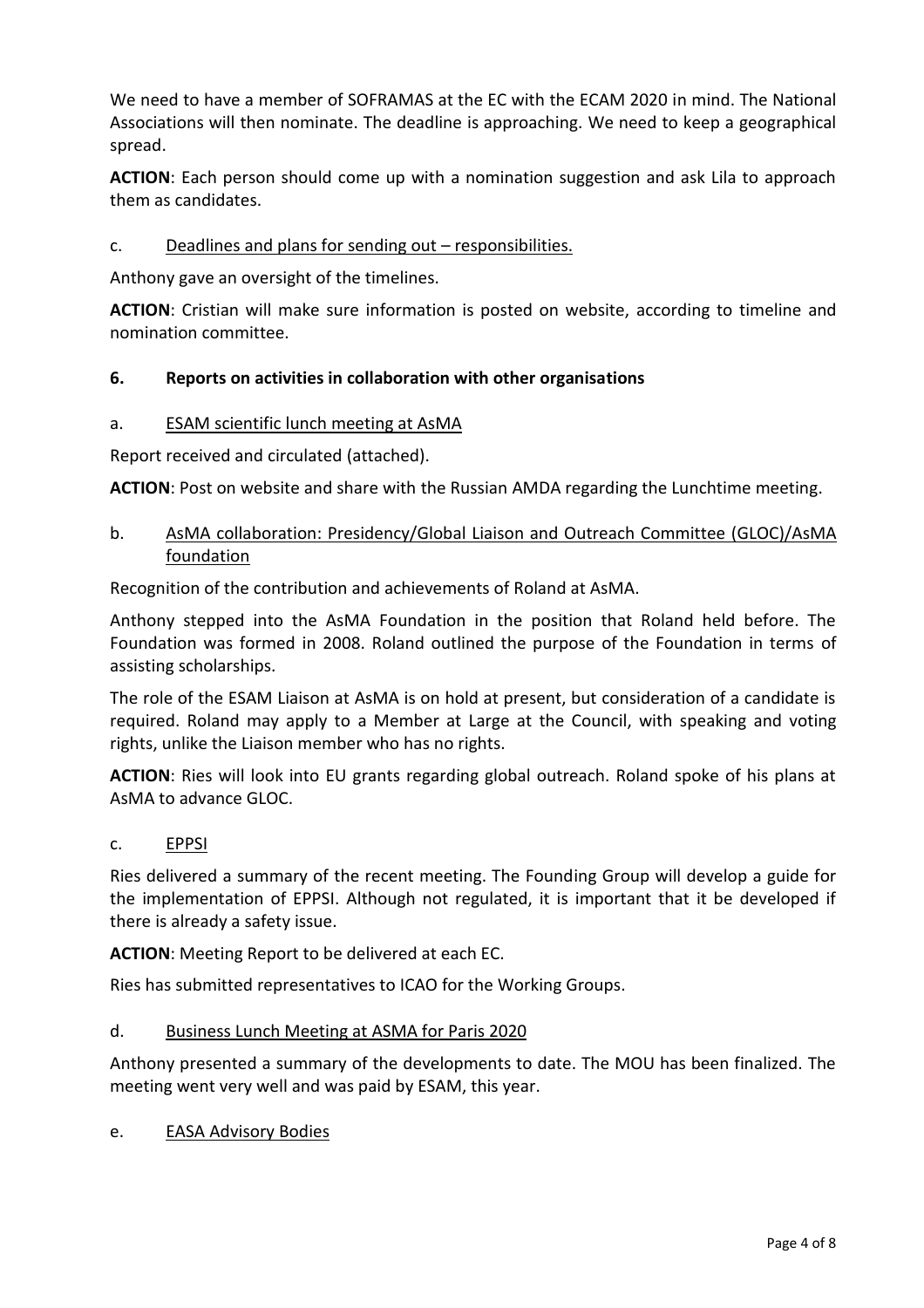We need to have a member of SOFRAMAS at the EC with the ECAM 2020 in mind. The National Associations will then nominate. The deadline is approaching. We need to keep a geographical spread.

**ACTION**: Each person should come up with a nomination suggestion and ask Lila to approach them as candidates.

c. Deadlines and plans for sending out – responsibilities.

Anthony gave an oversight of the timelines.

**ACTION**: Cristian will make sure information is posted on website, according to timeline and nomination committee.

## 6. Reports on activities in collaboration with other organisations

a. ESAM scientific lunch meeting at AsMA

Report received and circulated (attached).

**ACTION**: Post on website and share with the Russian AMDA regarding the Lunchtime meeting.

b. AsMA collaboration: Presidency/Global Liaison and Outreach Committee (GLOC)/AsMA foundation

Recognition of the contribution and achievements of Roland at AsMA.

Anthony stepped into the AsMA Foundation in the position that Roland held before. The Foundation was formed in 2008. Roland outlined the purpose of the Foundation in terms of assisting scholarships.

The role of the ESAM Liaison at AsMA is on hold at present, but consideration of a candidate is required. Roland may apply to a Member at Large at the Council, with speaking and voting rights, unlike the Liaison member who has no rights.

**ACTION**: Ries will look into EU grants regarding global outreach. Roland spoke of his plans at AsMA to advance GLOC.

c. EPPSI

Ries delivered a summary of the recent meeting. The Founding Group will develop a guide for the implementation of EPPSI. Although not regulated, it is important that it be developed if there is already a safety issue.

**ACTION**: Meeting Report to be delivered at each EC.

Ries has submitted representatives to ICAO for the Working Groups.

d. Business Lunch Meeting at ASMA for Paris 2020

Anthony presented a summary of the developments to date. The MOU has been finalized. The meeting went very well and was paid by ESAM, this year.

e. EASA Advisory Bodies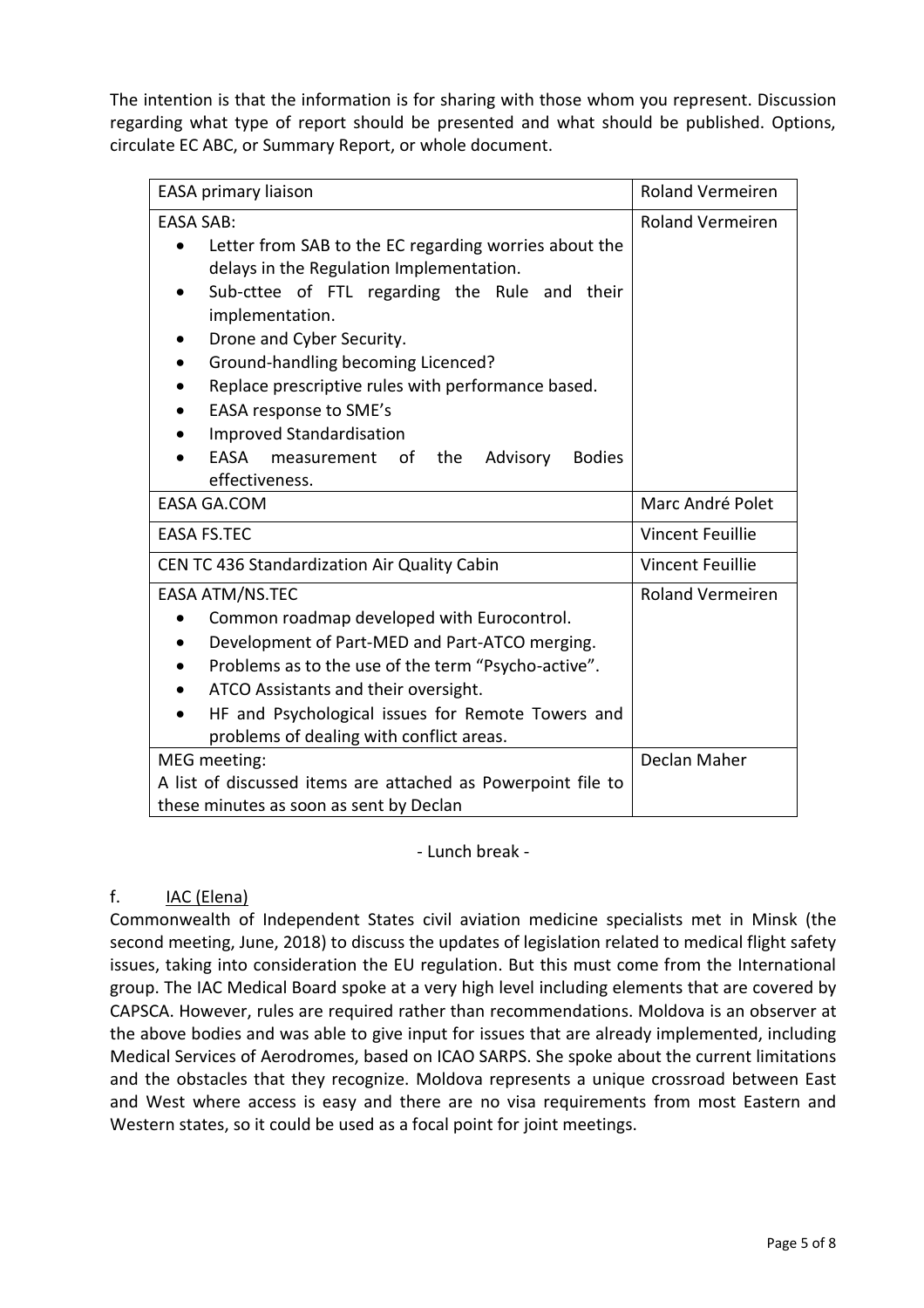The intention is that the information is for sharing with those whom you represent. Discussion regarding what type of report should be presented and what should be published. Options, circulate EC ABC, or Summary Report, or whole document.

| EASA primary liaison | Roland Vermeiren |
|---|---|
| EASA SAB:<br>• Letter from SAB to the EC regarding worries about the delays in the Regulation Implementation.<br>• Sub-cttee of FTL regarding the Rule and their implementation.<br>• Drone and Cyber Security.<br>• Ground-handling becoming Licenced?<br>• Replace prescriptive rules with performance based.<br>• EASA response to SME's<br>• Improved Standardisation<br>• EASA measurement of the Advisory Bodies effectiveness. | Roland Vermeiren |
| EASA GA.COM | Marc André Polet |
| EASA FS.TEC | Vincent Feuillie |
| CEN TC 436 Standardization Air Quality Cabin | Vincent Feuillie |
| EASA ATM/NS.TEC<br>• Common roadmap developed with Eurocontrol.<br>• Development of Part-MED and Part-ATCO merging.<br>• Problems as to the use of the term "Psycho-active".<br>• ATCO Assistants and their oversight.<br>• HF and Psychological issues for Remote Towers and problems of dealing with conflict areas. | Roland Vermeiren |
| MEG meeting:<br>A list of discussed items are attached as Powerpoint file to these minutes as soon as sent by Declan | Declan Maher |

- Lunch break -

f. IAC (Elena)

Commonwealth of Independent States civil aviation medicine specialists met in Minsk (the second meeting, June, 2018) to discuss the updates of legislation related to medical flight safety issues, taking into consideration the EU regulation. But this must come from the International group. The IAC Medical Board spoke at a very high level including elements that are covered by CAPSCA. However, rules are required rather than recommendations. Moldova is an observer at the above bodies and was able to give input for issues that are already implemented, including Medical Services of Aerodromes, based on ICAO SARPS. She spoke about the current limitations and the obstacles that they recognize. Moldova represents a unique crossroad between East and West where access is easy and there are no visa requirements from most Eastern and Western states, so it could be used as a focal point for joint meetings.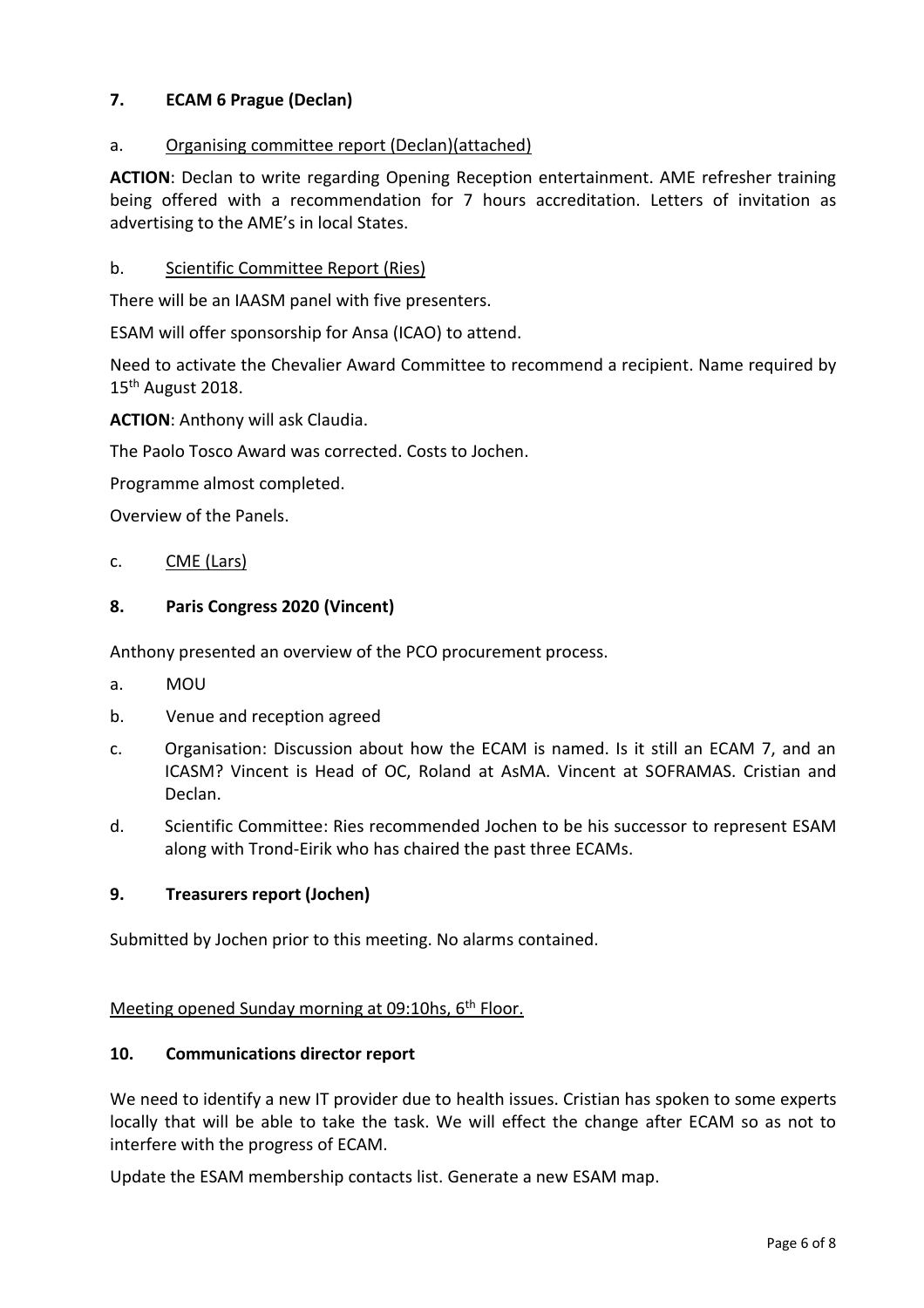## 7. ECAM 6 Prague (Declan)

a. Organising committee report (Declan)(attached)

**ACTION**: Declan to write regarding Opening Reception entertainment. AME refresher training being offered with a recommendation for 7 hours accreditation. Letters of invitation as advertising to the AME's in local States.

b. Scientific Committee Report (Ries)

There will be an IAASM panel with five presenters.

ESAM will offer sponsorship for Ansa (ICAO) to attend.

Need to activate the Chevalier Award Committee to recommend a recipient. Name required by 15th August 2018.

**ACTION**: Anthony will ask Claudia.

The Paolo Tosco Award was corrected. Costs to Jochen.

Programme almost completed.

Overview of the Panels.

c. CME (Lars)

## 8. Paris Congress 2020 (Vincent)

Anthony presented an overview of the PCO procurement process.

a. MOU

b. Venue and reception agreed

c. Organisation: Discussion about how the ECAM is named. Is it still an ECAM 7, and an ICASM? Vincent is Head of OC, Roland at AsMA. Vincent at SOFRAMAS. Cristian and Declan.

d. Scientific Committee: Ries recommended Jochen to be his successor to represent ESAM along with Trond-Eirik who has chaired the past three ECAMs.

## 9. Treasurers report (Jochen)

Submitted by Jochen prior to this meeting. No alarms contained.

Meeting opened Sunday morning at 09:10hs, 6th Floor.

## 10. Communications director report

We need to identify a new IT provider due to health issues. Cristian has spoken to some experts locally that will be able to take the task. We will effect the change after ECAM so as not to interfere with the progress of ECAM.

Update the ESAM membership contacts list. Generate a new ESAM map.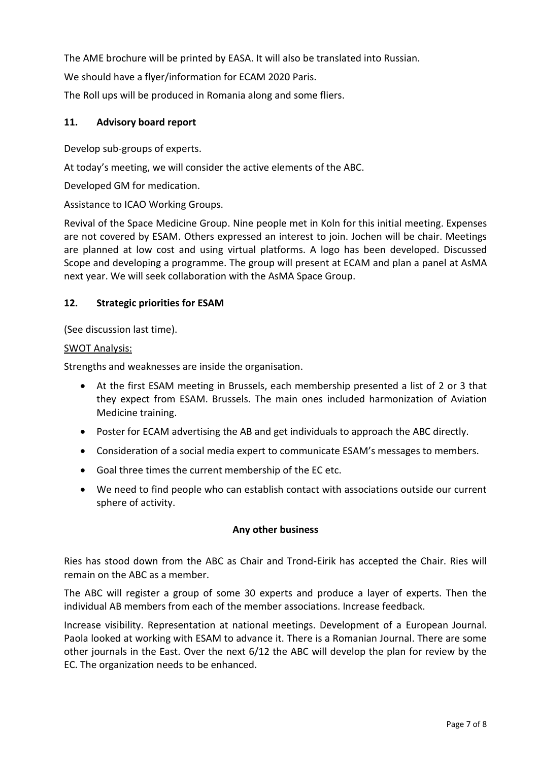The AME brochure will be printed by EASA. It will also be translated into Russian.

We should have a flyer/information for ECAM 2020 Paris.

The Roll ups will be produced in Romania along and some fliers.

## 11. Advisory board report

Develop sub-groups of experts.

At today's meeting, we will consider the active elements of the ABC.

Developed GM for medication.

Assistance to ICAO Working Groups.

Revival of the Space Medicine Group. Nine people met in Koln for this initial meeting. Expenses are not covered by ESAM. Others expressed an interest to join. Jochen will be chair. Meetings are planned at low cost and using virtual platforms. A logo has been developed. Discussed Scope and developing a programme. The group will present at ECAM and plan a panel at AsMA next year. We will seek collaboration with the AsMA Space Group.

## 12. Strategic priorities for ESAM

(See discussion last time).

SWOT Analysis:

Strengths and weaknesses are inside the organisation.

- At the first ESAM meeting in Brussels, each membership presented a list of 2 or 3 that they expect from ESAM. Brussels. The main ones included harmonization of Aviation Medicine training.
- Poster for ECAM advertising the AB and get individuals to approach the ABC directly.
- Consideration of a social media expert to communicate ESAM's messages to members.
- Goal three times the current membership of the EC etc.
- We need to find people who can establish contact with associations outside our current sphere of activity.

## Any other business

Ries has stood down from the ABC as Chair and Trond-Eirik has accepted the Chair. Ries will remain on the ABC as a member.

The ABC will register a group of some 30 experts and produce a layer of experts. Then the individual AB members from each of the member associations. Increase feedback.

Increase visibility. Representation at national meetings. Development of a European Journal. Paola looked at working with ESAM to advance it. There is a Romanian Journal. There are some other journals in the East. Over the next 6/12 the ABC will develop the plan for review by the EC. The organization needs to be enhanced.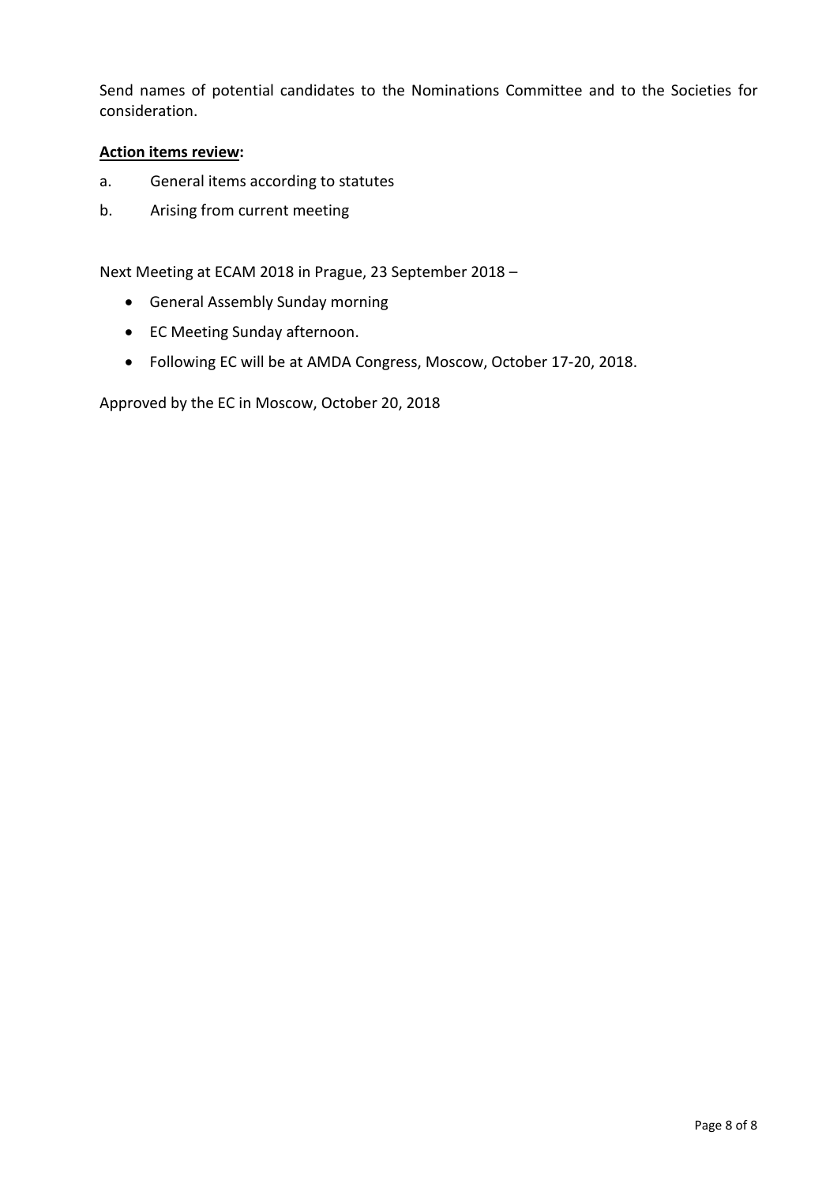Send names of potential candidates to the Nominations Committee and to the Societies for consideration.

**Action items review:**

a. General items according to statutes

b. Arising from current meeting

Next Meeting at ECAM 2018 in Prague, 23 September 2018 –

- General Assembly Sunday morning
- EC Meeting Sunday afternoon.
- Following EC will be at AMDA Congress, Moscow, October 17-20, 2018.

Approved by the EC in Moscow, October 20, 2018